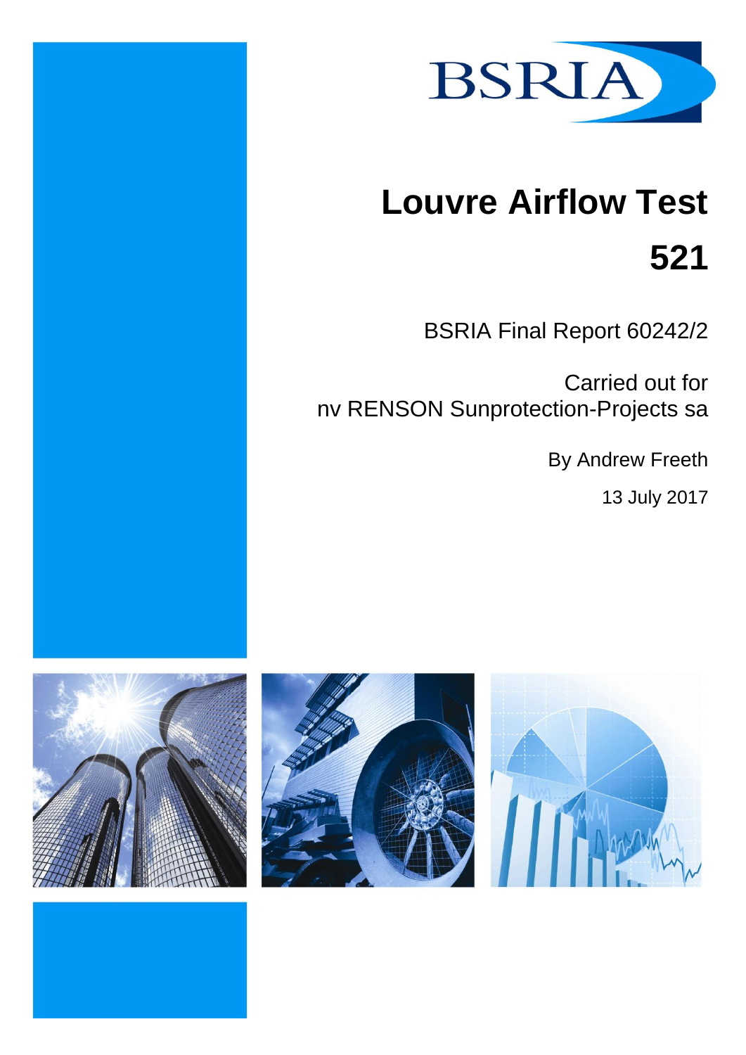BSRIA

# Louvre Airflow Test

# 521

BSRIA Final Report 60242/2

Carried out for
nv RENSON Sunprotection-Projects sa

By Andrew Freeth

13 July 2017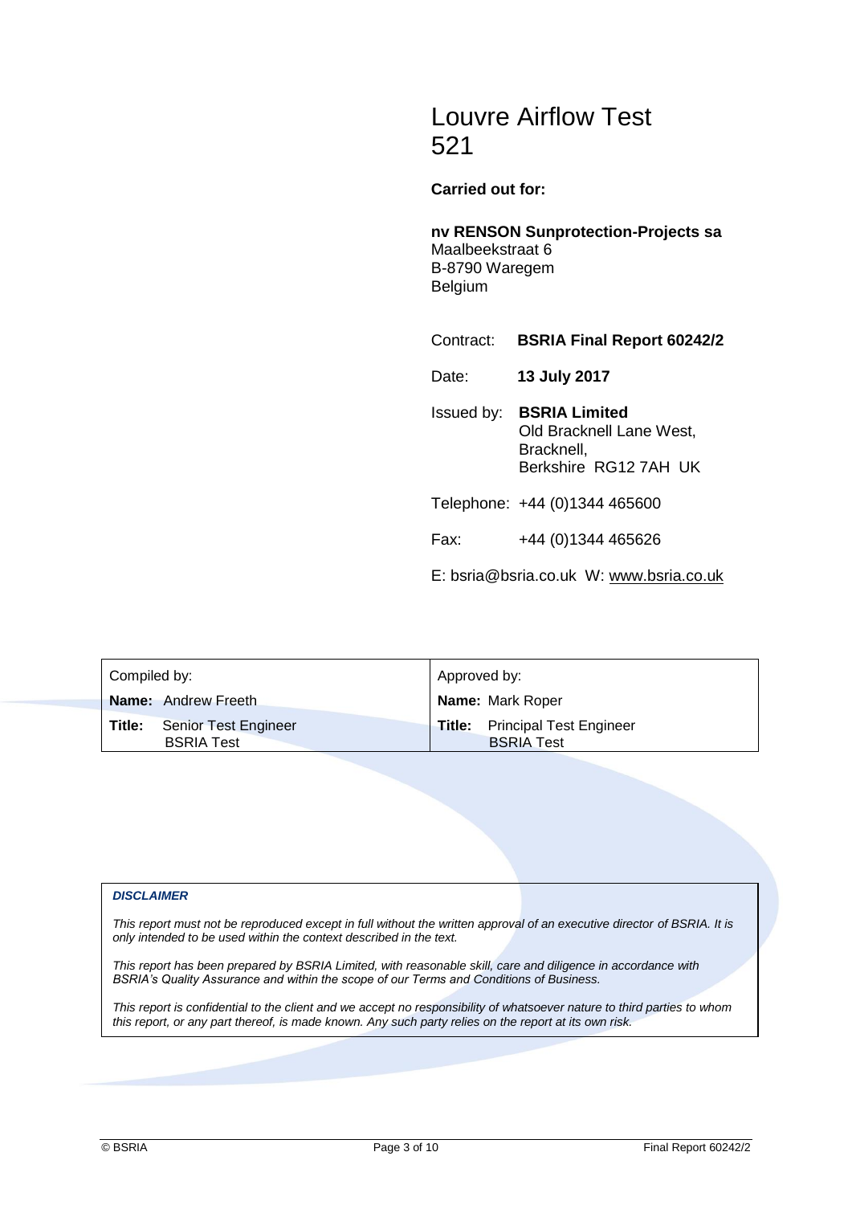# Louvre Airflow Test 521

**Carried out for:**

**nv RENSON Sunprotection-Projects sa**
Maalbeekstraat 6
B-8790 Waregem
Belgium

Contract: **BSRIA Final Report 60242/2**

Date: **13 July 2017**

Issued by: **BSRIA Limited**
Old Bracknell Lane West,
Bracknell,
Berkshire RG12 7AH UK

Telephone: +44 (0)1344 465600

Fax: +44 (0)1344 465626

E: bsria@bsria.co.uk W: www.bsria.co.uk

| Compiled by: | Approved by: |
|---|---|
| **Name:** Andrew Freeth | **Name:** Mark Roper |
| **Title:** Senior Test Engineer BSRIA Test | **Title:** Principal Test Engineer BSRIA Test |

***DISCLAIMER***

*This report must not be reproduced except in full without the written approval of an executive director of BSRIA. It is only intended to be used within the context described in the text.*

*This report has been prepared by BSRIA Limited, with reasonable skill, care and diligence in accordance with BSRIA's Quality Assurance and within the scope of our Terms and Conditions of Business.*

*This report is confidential to the client and we accept no responsibility of whatsoever nature to third parties to whom this report, or any part thereof, is made known. Any such party relies on the report at its own risk.*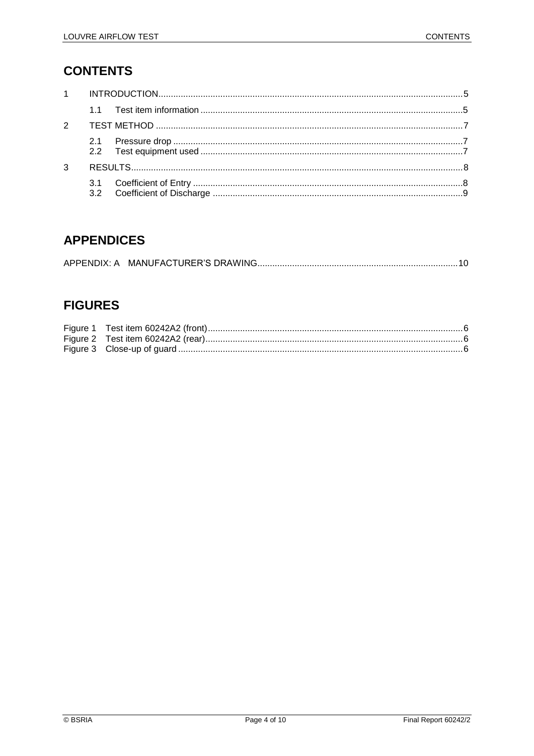# CONTENTS

| | | |
|---|---|---|
| 1 | INTRODUCTION | 5 |
| | 1.1 Test item information | 5 |
| 2 | TEST METHOD | 7 |
| | 2.1 Pressure drop | 7 |
| | 2.2 Test equipment used | 7 |
| 3 | RESULTS | 8 |
| | 3.1 Coefficient of Entry | 8 |
| | 3.2 Coefficient of Discharge | 9 |

# APPENDICES

| | |
|---|---|
| APPENDIX: A MANUFACTURER'S DRAWING | 10 |

# FIGURES

| | | |
|---|---|---|
| Figure 1 | Test item 60242A2 (front) | 6 |
| Figure 2 | Test item 60242A2 (rear) | 6 |
| Figure 3 | Close-up of guard | 6 |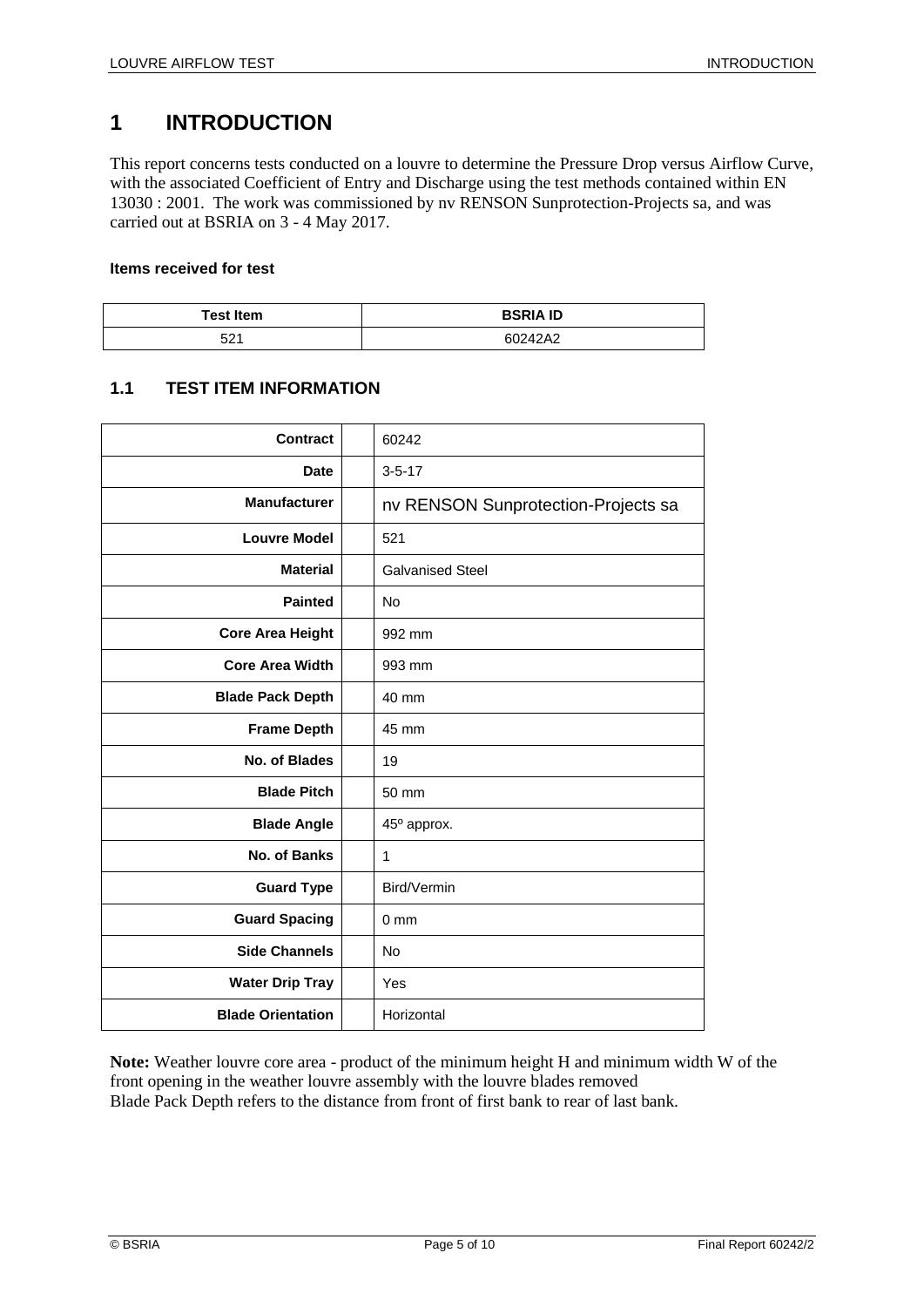# 1 INTRODUCTION

This report concerns tests conducted on a louvre to determine the Pressure Drop versus Airflow Curve, with the associated Coefficient of Entry and Discharge using the test methods contained within EN 13030 : 2001. The work was commissioned by nv RENSON Sunprotection-Projects sa, and was carried out at BSRIA on 3 - 4 May 2017.

**Items received for test**

| Test Item | BSRIA ID |
|---|---|
| 521 | 60242A2 |

## 1.1 TEST ITEM INFORMATION

| | | |
|---|---|---|
| **Contract** | | 60242 |
| **Date** | | 3-5-17 |
| **Manufacturer** | | nv RENSON Sunprotection-Projects sa |
| **Louvre Model** | | 521 |
| **Material** | | Galvanised Steel |
| **Painted** | | No |
| **Core Area Height** | | 992 mm |
| **Core Area Width** | | 993 mm |
| **Blade Pack Depth** | | 40 mm |
| **Frame Depth** | | 45 mm |
| **No. of Blades** | | 19 |
| **Blade Pitch** | | 50 mm |
| **Blade Angle** | | 45º approx. |
| **No. of Banks** | | 1 |
| **Guard Type** | | Bird/Vermin |
| **Guard Spacing** | | 0 mm |
| **Side Channels** | | No |
| **Water Drip Tray** | | Yes |
| **Blade Orientation** | | Horizontal |

**Note:** Weather louvre core area - product of the minimum height H and minimum width W of the front opening in the weather louvre assembly with the louvre blades removed
Blade Pack Depth refers to the distance from front of first bank to rear of last bank.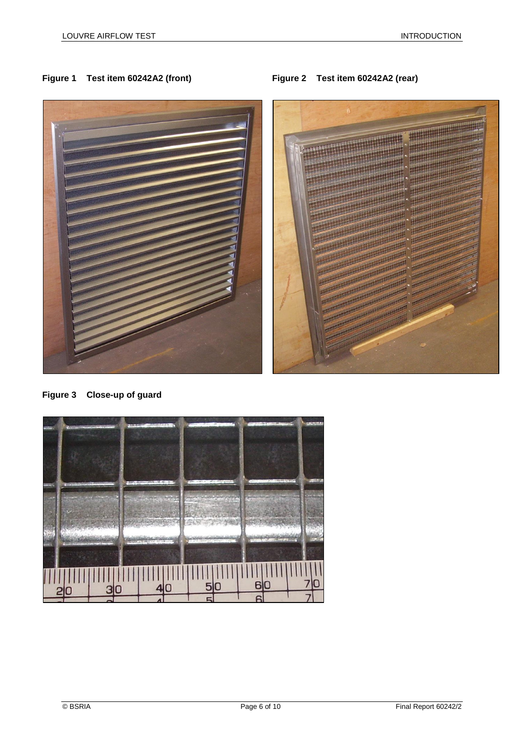**Figure 1 Test item 60242A2 (front)**

**Figure 2 Test item 60242A2 (rear)**

**Figure 3 Close-up of guard**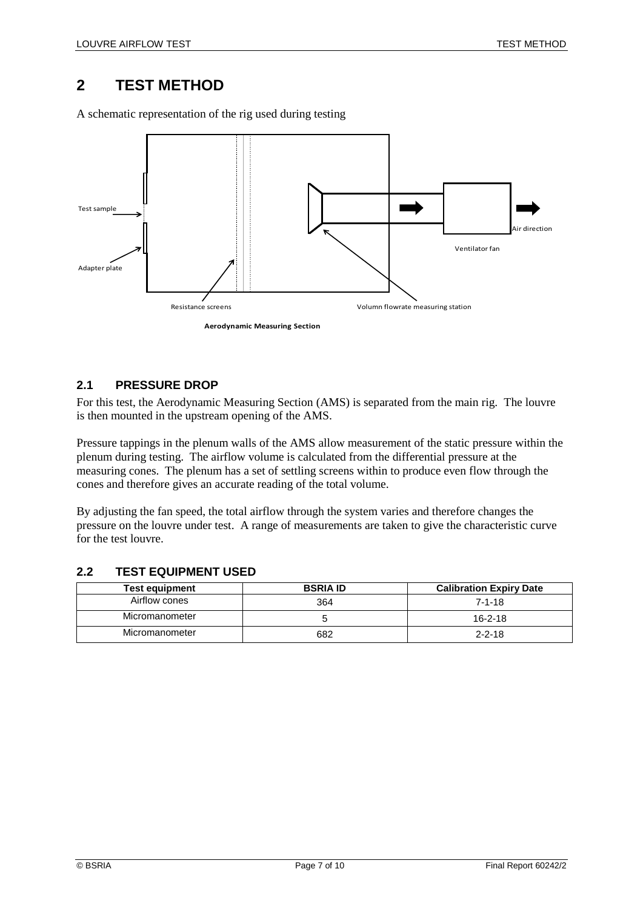# 2 TEST METHOD

A schematic representation of the rig used during testing

Test sample

Adapter plate

Resistance screens

Volumn flowrate measuring station

Ventilator fan

Air direction

**Aerodynamic Measuring Section**

## 2.1 PRESSURE DROP

For this test, the Aerodynamic Measuring Section (AMS) is separated from the main rig. The louvre is then mounted in the upstream opening of the AMS.

Pressure tappings in the plenum walls of the AMS allow measurement of the static pressure within the plenum during testing. The airflow volume is calculated from the differential pressure at the measuring cones. The plenum has a set of settling screens within to produce even flow through the cones and therefore gives an accurate reading of the total volume.

By adjusting the fan speed, the total airflow through the system varies and therefore changes the pressure on the louvre under test. A range of measurements are taken to give the characteristic curve for the test louvre.

## 2.2 TEST EQUIPMENT USED

| Test equipment | BSRIA ID | Calibration Expiry Date |
|---|---|---|
| Airflow cones | 364 | 7-1-18 |
| Micromanometer | 5 | 16-2-18 |
| Micromanometer | 682 | 2-2-18 |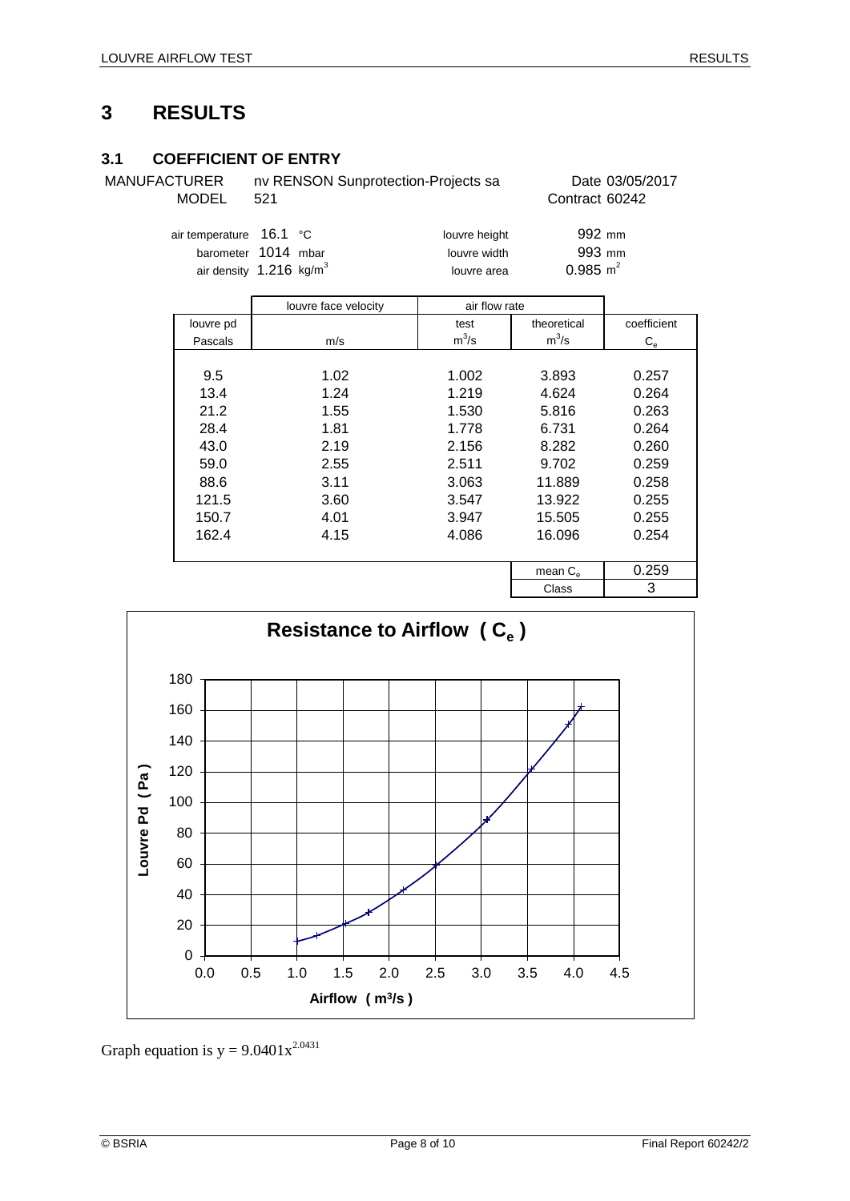# 3 RESULTS

## 3.1 COEFFICIENT OF ENTRY

MANUFACTURER nv RENSON Sunprotection-Projects sa — Date 03/05/2017

MODEL 521 — Contract 60242

| | | | |
|---|---|---|---|
| air temperature | 16.1 °C | louvre height | 992 mm |
| barometer | 1014 mbar | louvre width | 993 mm |
| air density | 1.216 $kg/m^3$ | louvre area | 0.985 $m^2$ |

| louvre pd | louvre face velocity | air flow rate | | coefficient |
|---|---|---|---|---|
| | | test | theoretical | |
| Pascals | m/s | $m^3/s$ | $m^3/s$ | $C_e$ |
| 9.5 | 1.02 | 1.002 | 3.893 | 0.257 |
| 13.4 | 1.24 | 1.219 | 4.624 | 0.264 |
| 21.2 | 1.55 | 1.530 | 5.816 | 0.263 |
| 28.4 | 1.81 | 1.778 | 6.731 | 0.264 |
| 43.0 | 2.19 | 2.156 | 8.282 | 0.260 |
| 59.0 | 2.55 | 2.511 | 9.702 | 0.259 |
| 88.6 | 3.11 | 3.063 | 11.889 | 0.258 |
| 121.5 | 3.60 | 3.547 | 13.922 | 0.255 |
| 150.7 | 4.01 | 3.947 | 15.505 | 0.255 |
| 162.4 | 4.15 | 4.086 | 16.096 | 0.254 |
| | | | mean $C_e$ | 0.259 |
| | | | Class | 3 |

**Resistance to Airflow ( $C_e$ )**

Louvre Pd ( Pa ) vs Airflow ( $m^3/s$ )

Graph equation is $y = 9.0401x^{2.0431}$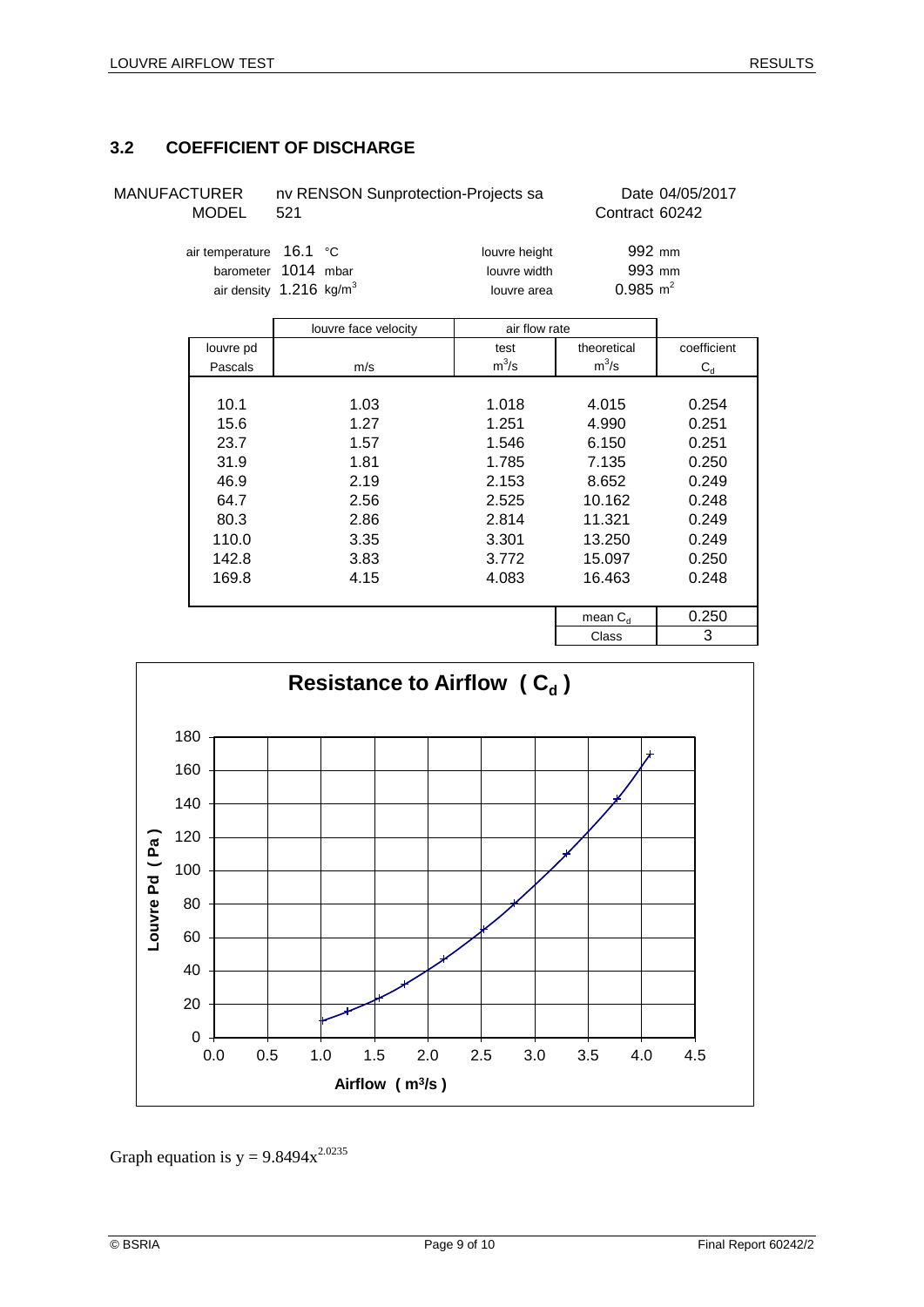## 3.2 COEFFICIENT OF DISCHARGE

MANUFACTURER nv RENSON Sunprotection-Projects sa — Date 04/05/2017

MODEL 521 — Contract 60242

| | | | |
|---|---|---|---|
| air temperature | 16.1 °C | louvre height | 992 mm |
| barometer | 1014 mbar | louvre width | 993 mm |
| air density | 1.216 $kg/m^3$ | louvre area | 0.985 $m^2$ |

| louvre pd | louvre face velocity | air flow rate | | coefficient |
|---|---|---|---|---|
| | | test | theoretical | |
| Pascals | m/s | $m^3/s$ | $m^3/s$ | $C_d$ |
| 10.1 | 1.03 | 1.018 | 4.015 | 0.254 |
| 15.6 | 1.27 | 1.251 | 4.990 | 0.251 |
| 23.7 | 1.57 | 1.546 | 6.150 | 0.251 |
| 31.9 | 1.81 | 1.785 | 7.135 | 0.250 |
| 46.9 | 2.19 | 2.153 | 8.652 | 0.249 |
| 64.7 | 2.56 | 2.525 | 10.162 | 0.248 |
| 80.3 | 2.86 | 2.814 | 11.321 | 0.249 |
| 110.0 | 3.35 | 3.301 | 13.250 | 0.249 |
| 142.8 | 3.83 | 3.772 | 15.097 | 0.250 |
| 169.8 | 4.15 | 4.083 | 16.463 | 0.248 |
| | | | mean $C_d$ | 0.250 |
| | | | Class | 3 |

**Resistance to Airflow ( $C_d$ )**

Graph equation is $y = 9.8494x^{2.0235}$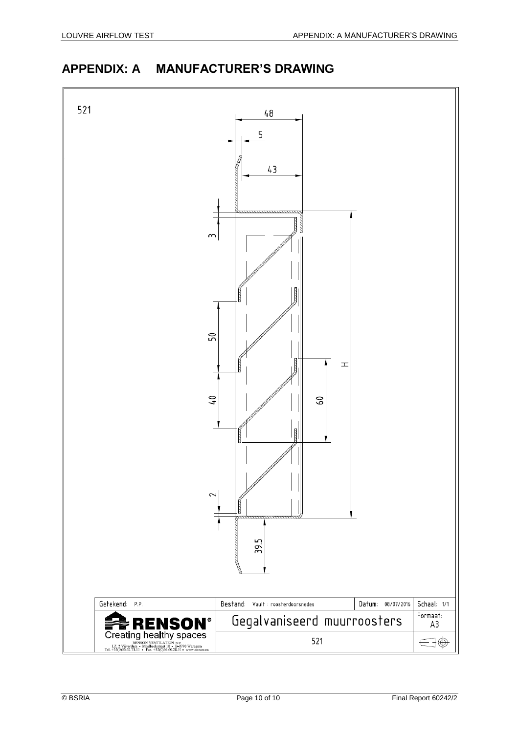## APPENDIX: A MANUFACTURER'S DRAWING

521

48

5

43

3

50

40

60

H

2

39.5

| | | | |
|---|---|---|---|
| Getekend: P.P. | Bestand: Vault : roosterdoorsnedes | Datum: 08/07/2016 | Schaal: 1/1 |
| RENSON® Creating healthy spaces<br>RENSON VENTILATION n.v.<br>I.Z. 2 Vijverdam • Maalbeekstraat 10 • B-8790 Waregem<br>Tel. +32(0)56.62.71.11 • Fax. +32(0)56.60.28.51 • www.renson.eu | Gegalvaniseerd muurroosters | | Formaat: A3 |
| | 521 | | |